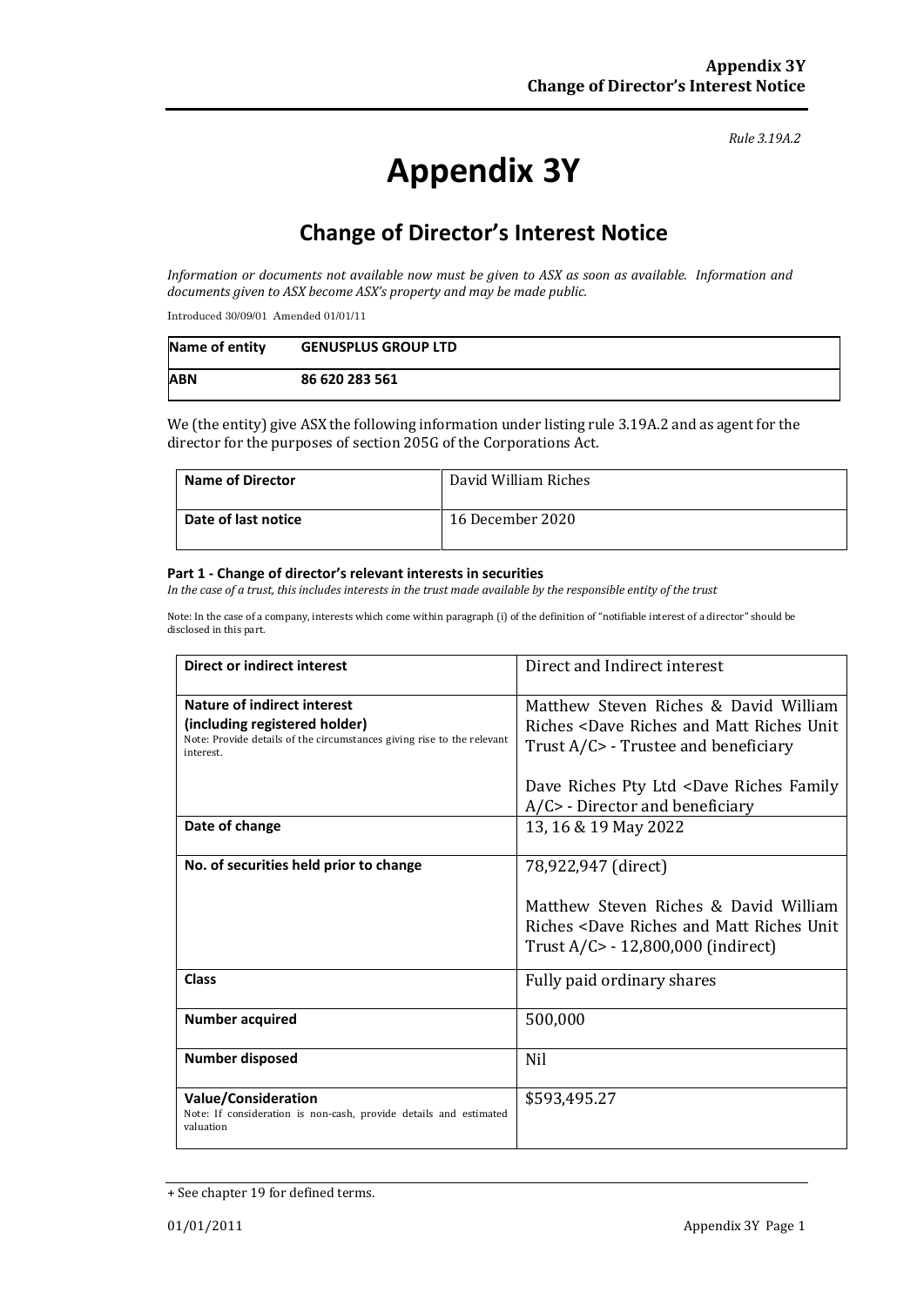*Rule 3.19A.2*

# Appendix 3Y

## Change of Director's Interest Notice

*Information or documents not available now must be given to ASX as soon as available. Information and documents given to ASX become ASX's property and may be made public.*

Introduced 30/09/01 Amended 01/01/11

| **Name of entity** | **GENUSPLUS GROUP LTD** |
|---|---|
| **ABN** | **86 620 283 561** |

We (the entity) give ASX the following information under listing rule 3.19A.2 and as agent for the director for the purposes of section 205G of the Corporations Act.

| **Name of Director** | David William Riches |
|---|---|
| **Date of last notice** | 16 December 2020 |

#### Part 1 - Change of director's relevant interests in securities

*In the case of a trust, this includes interests in the trust made available by the responsible entity of the trust*

Note: In the case of a company, interests which come within paragraph (i) of the definition of "notifiable interest of a director" should be disclosed in this part.

| **Direct or indirect interest** | Direct and Indirect interest |
|---|---|
| **Nature of indirect interest (including registered holder)**<br>Note: Provide details of the circumstances giving rise to the relevant interest. | Matthew Steven Riches & David William Riches <Dave Riches and Matt Riches Unit Trust A/C> - Trustee and beneficiary<br><br>Dave Riches Pty Ltd <Dave Riches Family A/C> - Director and beneficiary |
| **Date of change** | 13, 16 & 19 May 2022 |
| **No. of securities held prior to change** | 78,922,947 (direct)<br><br>Matthew Steven Riches & David William Riches <Dave Riches and Matt Riches Unit Trust A/C> - 12,800,000 (indirect) |
| **Class** | Fully paid ordinary shares |
| **Number acquired** | 500,000 |
| **Number disposed** | Nil |
| **Value/Consideration**<br>Note: If consideration is non-cash, provide details and estimated valuation | $593,495.27 |

+ See chapter 19 for defined terms.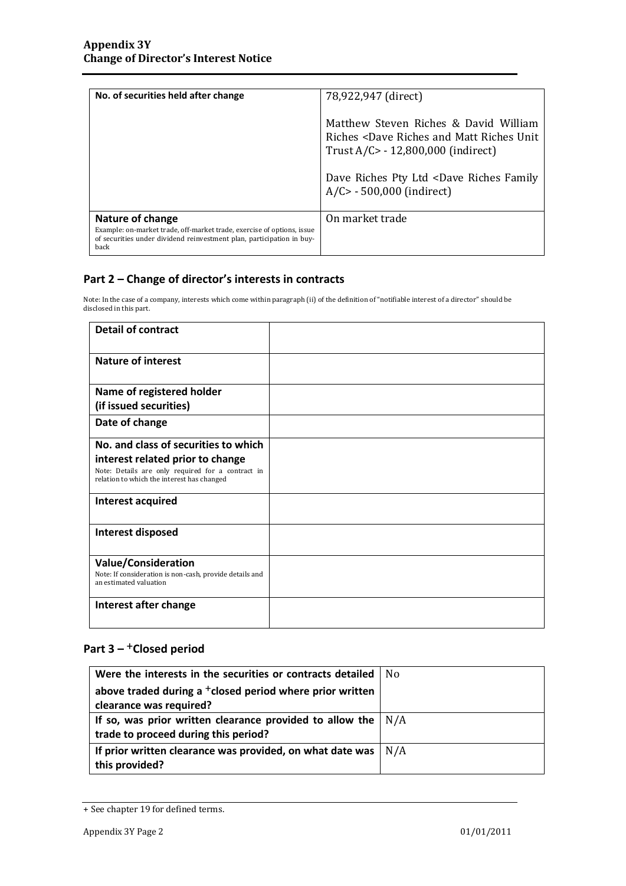| | |
|---|---|
| **No. of securities held after change** | 78,922,947 (direct)<br><br>Matthew Steven Riches & David William Riches <Dave Riches and Matt Riches Unit Trust A/C> - 12,800,000 (indirect)<br><br>Dave Riches Pty Ltd <Dave Riches Family A/C> - 500,000 (indirect) |
| **Nature of change**<br>Example: on-market trade, off-market trade, exercise of options, issue of securities under dividend reinvestment plan, participation in buy-back | On market trade |

## Part 2 – Change of director's interests in contracts

Note: In the case of a company, interests which come within paragraph (ii) of the definition of "notifiable interest of a director" should be disclosed in this part.

| | |
|---|---|
| **Detail of contract** | |
| **Nature of interest** | |
| **Name of registered holder (if issued securities)** | |
| **Date of change** | |
| **No. and class of securities to which interest related prior to change**<br>Note: Details are only required for a contract in relation to which the interest has changed | |
| **Interest acquired** | |
| **Interest disposed** | |
| **Value/Consideration**<br>Note: If consideration is non-cash, provide details and an estimated valuation | |
| **Interest after change** | |

## Part 3 – +Closed period

| | |
|---|---|
| **Were the interests in the securities or contracts detailed above traded during a +closed period where prior written clearance was required?** | No |
| **If so, was prior written clearance provided to allow the trade to proceed during this period?** | N/A |
| **If prior written clearance was provided, on what date was this provided?** | N/A |

+ See chapter 19 for defined terms.